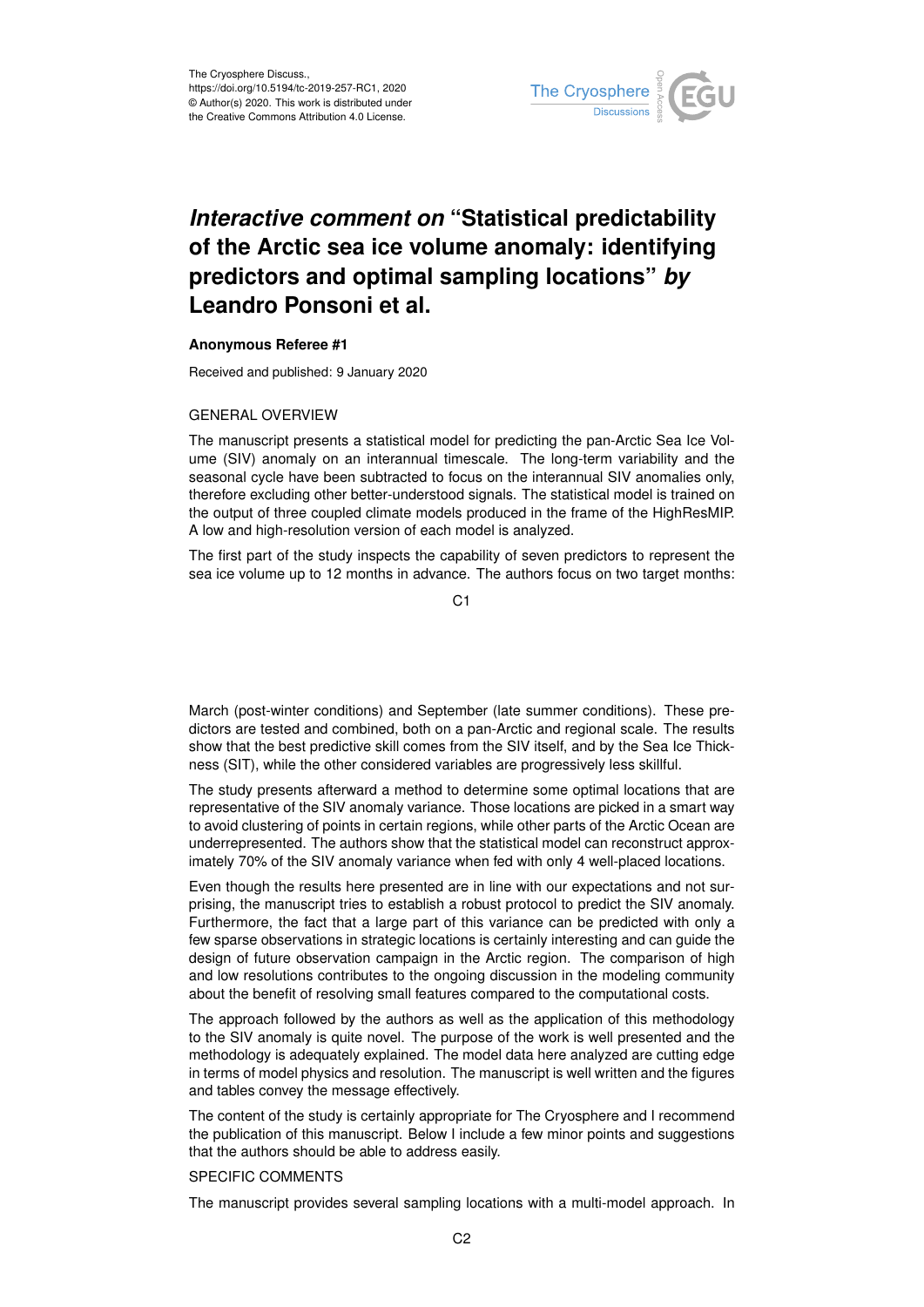The Cryosphere Discuss.,
https://doi.org/10.5194/tc-2019-257-RC1, 2020
© Author(s) 2020. This work is distributed under
the Creative Commons Attribution 4.0 License.

# *Interactive comment on* "Statistical predictability of the Arctic sea ice volume anomaly: identifying predictors and optimal sampling locations" *by* Leandro Ponsoni et al.

**Anonymous Referee #1**

Received and published: 9 January 2020

GENERAL OVERVIEW

The manuscript presents a statistical model for predicting the pan-Arctic Sea Ice Volume (SIV) anomaly on an interannual timescale. The long-term variability and the seasonal cycle have been subtracted to focus on the interannual SIV anomalies only, therefore excluding other better-understood signals. The statistical model is trained on the output of three coupled climate models produced in the frame of the HighResMIP. A low and high-resolution version of each model is analyzed.

The first part of the study inspects the capability of seven predictors to represent the sea ice volume up to 12 months in advance. The authors focus on two target months: March (post-winter conditions) and September (late summer conditions). These predictors are tested and combined, both on a pan-Arctic and regional scale. The results show that the best predictive skill comes from the SIV itself, and by the Sea Ice Thickness (SIT), while the other considered variables are progressively less skillful.

The study presents afterward a method to determine some optimal locations that are representative of the SIV anomaly variance. Those locations are picked in a smart way to avoid clustering of points in certain regions, while other parts of the Arctic Ocean are underrepresented. The authors show that the statistical model can reconstruct approximately 70% of the SIV anomaly variance when fed with only 4 well-placed locations.

Even though the results here presented are in line with our expectations and not surprising, the manuscript tries to establish a robust protocol to predict the SIV anomaly. Furthermore, the fact that a large part of this variance can be predicted with only a few sparse observations in strategic locations is certainly interesting and can guide the design of future observation campaign in the Arctic region. The comparison of high and low resolutions contributes to the ongoing discussion in the modeling community about the benefit of resolving small features compared to the computational costs.

The approach followed by the authors as well as the application of this methodology to the SIV anomaly is quite novel. The purpose of the work is well presented and the methodology is adequately explained. The model data here analyzed are cutting edge in terms of model physics and resolution. The manuscript is well written and the figures and tables convey the message effectively.

The content of the study is certainly appropriate for The Cryosphere and I recommend the publication of this manuscript. Below I include a few minor points and suggestions that the authors should be able to address easily.

SPECIFIC COMMENTS

The manuscript provides several sampling locations with a multi-model approach. In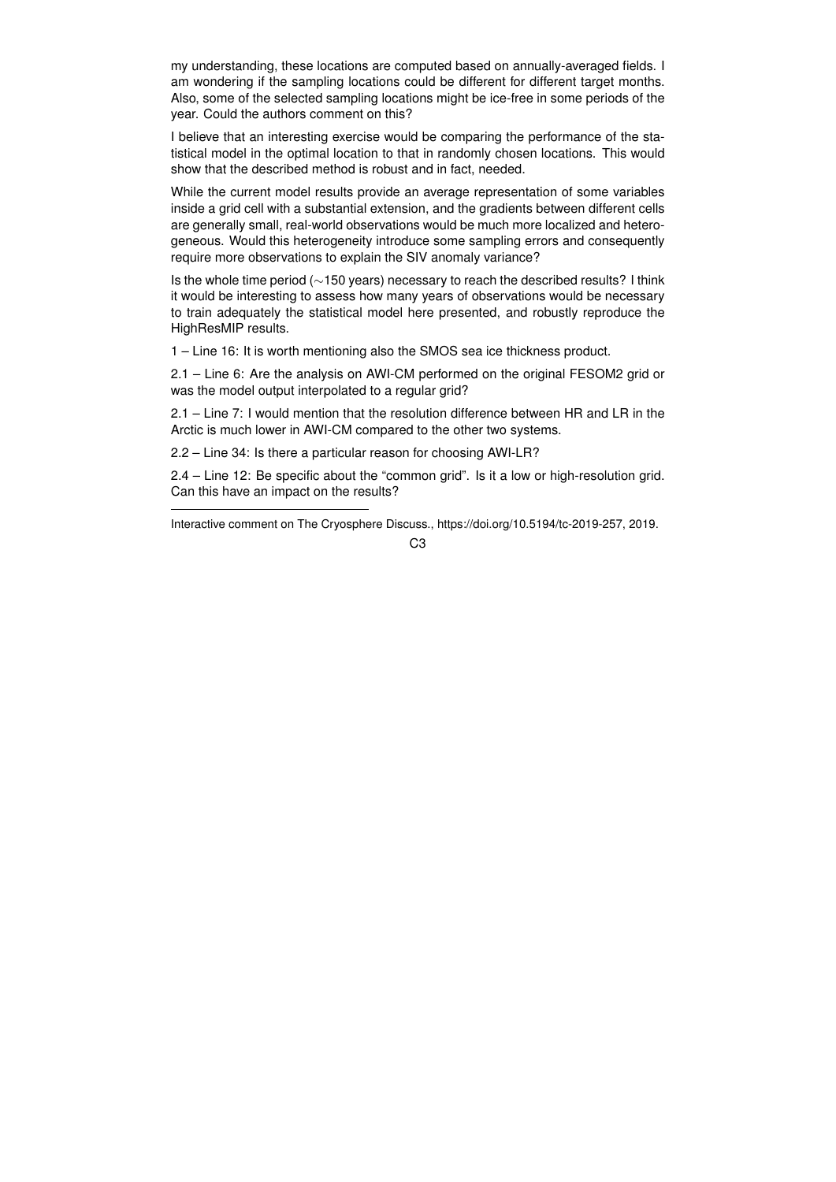my understanding, these locations are computed based on annually-averaged fields. I am wondering if the sampling locations could be different for different target months. Also, some of the selected sampling locations might be ice-free in some periods of the year. Could the authors comment on this?

I believe that an interesting exercise would be comparing the performance of the statistical model in the optimal location to that in randomly chosen locations. This would show that the described method is robust and in fact, needed.

While the current model results provide an average representation of some variables inside a grid cell with a substantial extension, and the gradients between different cells are generally small, real-world observations would be much more localized and heterogeneous. Would this heterogeneity introduce some sampling errors and consequently require more observations to explain the SIV anomaly variance?

Is the whole time period (∼150 years) necessary to reach the described results? I think it would be interesting to assess how many years of observations would be necessary to train adequately the statistical model here presented, and robustly reproduce the HighResMIP results.

1 – Line 16: It is worth mentioning also the SMOS sea ice thickness product.

2.1 – Line 6: Are the analysis on AWI-CM performed on the original FESOM2 grid or was the model output interpolated to a regular grid?

2.1 – Line 7: I would mention that the resolution difference between HR and LR in the Arctic is much lower in AWI-CM compared to the other two systems.

2.2 – Line 34: Is there a particular reason for choosing AWI-LR?

2.4 – Line 12: Be specific about the "common grid". Is it a low or high-resolution grid. Can this have an impact on the results?

---

Interactive comment on The Cryosphere Discuss., https://doi.org/10.5194/tc-2019-257, 2019.